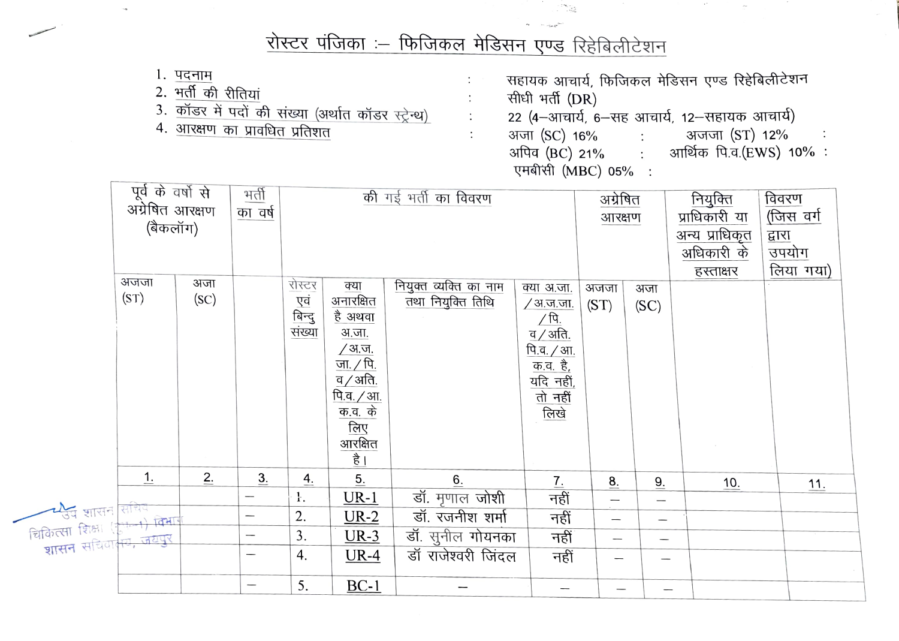# रोस्टर पंजिका :– फिजिकल मेडिसन एण्ड रिहेबिलीटेशन

1. पदनाम : सहायक आचार्य, फिजिकल मेडिसन एण्ड रिहेबिलीटेशन
2. भर्ती की रीतियां : सीधी भर्ती (DR)
3. कॉडर में पदों की संख्या (अर्थात कॉडर स्ट्रेन्थ) : 22 (4–आचार्य, 6–सह आचार्य, 12–सहायक आचार्य)
4. आरक्षण का प्रावधित प्रतिशत : अजा (SC) 16% : अजजा (ST) 12% : अपिव (BC) 21% : आर्थिक पि.व.(EWS) 10% : एमबीसी (MBC) 05% :

| पूर्व के वर्षों से अग्रेषित आरक्षण (बैकलॉग) | | भर्ती का वर्ष | की गई भर्ती का विवरण | | | | अग्रेषित आरक्षण | | नियुक्ति प्राधिकारी या अन्य प्राधिकृत अधिकारी के हस्ताक्षर | विवरण (जिस वर्ग द्वारा उपयोग लिया गया) |
|---|---|---|---|---|---|---|---|---|---|---|
| अजजा (ST) | अजा (SC) | | रोस्टर एवं बिन्दु संख्या | क्या अनारक्षित है अथवा अ.जा. /अ.ज.जा./पि.व/अति. पि.व./आ.क.व. के लिए आरक्षित है। | नियुक्त व्यक्ति का नाम तथा नियुक्ति तिथि | क्या अ.जा. /अ.ज.जा. /पि. व/अति. पि.व./आ. क.व. है, यदि नहीं, तो नहीं लिखे | अजजा (ST) | अजा (SC) | | |
| 1. | 2. | 3. | 4. | 5. | 6. | 7. | 8. | 9. | 10. | 11. |
| | | – | 1. | UR-1 | डॉ. मृणाल जोशी | नहीं | – | – | | |
| | | – | 2. | UR-2 | डॉ. रजनीश शर्मा | नहीं | – | – | | |
| | | – | 3. | UR-3 | डॉ. सुनील गोयनका | नहीं | – | – | | |
| | | – | 4. | UR-4 | डॉ राजेश्वरी जिंदल | नहीं | – | – | | |
| | | – | 5. | BC-1 | – | – | – | – | | |

उप शासन सचिव
चिकित्सा शिक्षा (ग्रुप-1) विभाग
शासन सचिवालय, जयपुर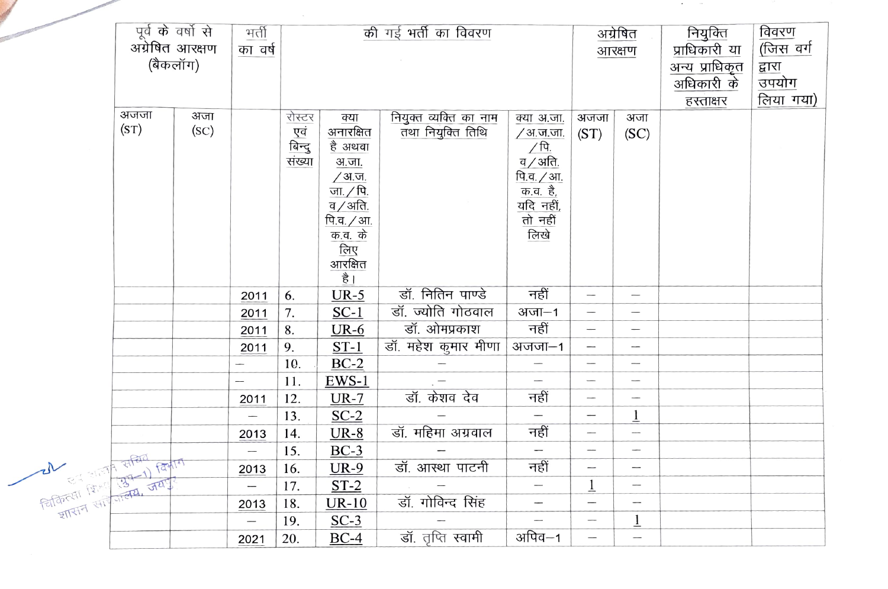| पूर्व के वर्षो से अग्रेषित आरक्षण (बैकलॉग) | | भर्ती का वर्ष | की गई भर्ती का विवरण | | | | अग्रेषित आरक्षण | | नियुक्ति प्राधिकारी या अन्य प्राधिकृत अधिकारी के हस्ताक्षर | विवरण (जिस वर्ग द्वारा उपयोग लिया गया) |
|---|---|---|---|---|---|---|---|---|---|---|
| अजजा (ST) | अजा (SC) | | रोस्टर एवं बिन्दु संख्या | क्या अनारक्षित है अथवा अ.जा./अ.ज.जा./पि.व/अति. पि.व./आ.क.व. के लिए आरक्षित है। | नियुक्त व्यक्ति का नाम तथा नियुक्ति तिथि | क्या अ.जा./अ.ज.जा./पि.व/अति. पि.व./आ.क.व. है, यदि नहीं, तो नही लिखे | अजजा (ST) | अजा (SC) | | |
| | | 2011 | 6. | UR-5 | डॉ. नितिन पाण्डे | नहीं | – | – | | |
| | | 2011 | 7. | SC-1 | डॉ. ज्योति गोठवाल | अजा–1 | – | – | | |
| | | 2011 | 8. | UR-6 | डॉ. ओमप्रकाश | नहीं | – | – | | |
| | | 2011 | 9. | ST-1 | डॉ. महेश कुमार मीणा | अजजा–1 | – | – | | |
| | | – | 10. | BC-2 | – | – | – | – | | |
| | | – | 11. | EWS-1 | – | – | – | – | | |
| | | 2011 | 12. | UR-7 | डॉ. केशव देव | नहीं | – | – | | |
| | | – | 13. | SC-2 | – | – | – | 1 | | |
| | | 2013 | 14. | UR-8 | डॉ. महिमा अग्रवाल | नहीं | – | – | | |
| | | – | 15. | BC-3 | – | – | – | – | | |
| | | 2013 | 16. | UR-9 | डॉ. आस्था पाटनी | नहीं | – | – | | |
| | | – | 17. | ST-2 | – | – | 1 | – | | |
| | | 2013 | 18. | UR-10 | डॉ. गोविन्द सिंह | – | – | – | | |
| | | – | 19. | SC-3 | – | – | – | 1 | | |
| | | 2021 | 20. | BC-4 | डॉ. तृप्ति स्वामी | अपिव–1 | – | – | | |

उप शासन सचिव
चिकित्सा शिक्षा (ग्रुप-1) विभाग
शासन सचिवालय, जयपुर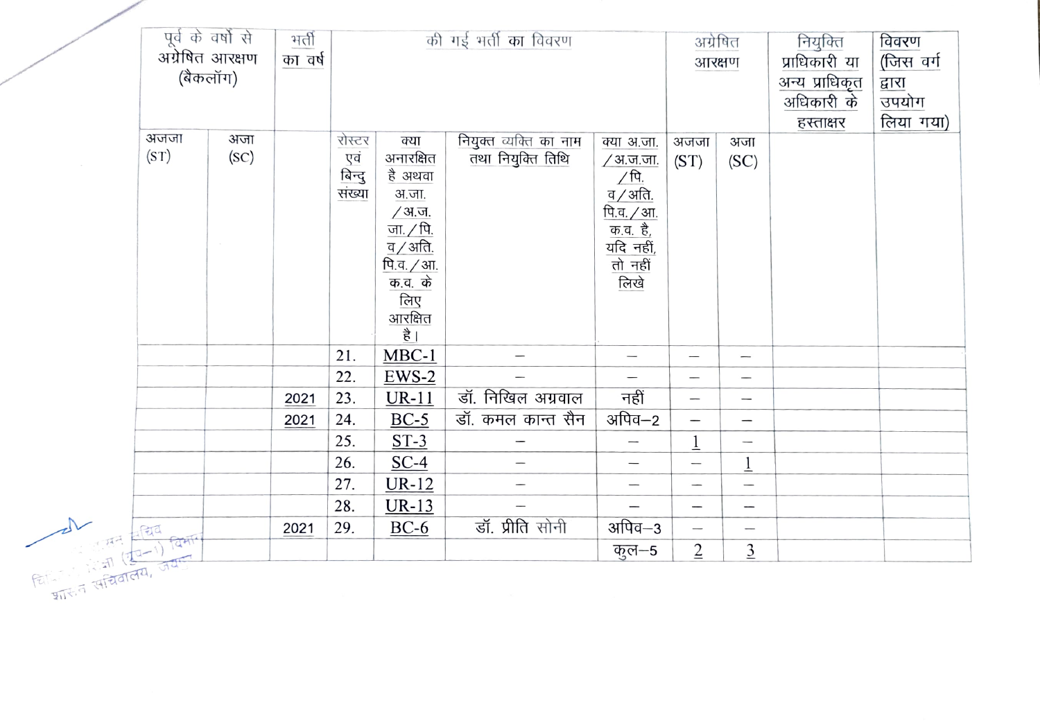| पूर्व के वर्षों से अग्रेषित आरक्षण (बैकलॉग) | | भर्ती का वर्ष | की गई भर्ती का विवरण | | | | अग्रेषित आरक्षण | | नियुक्ति प्राधिकारी या अन्य प्राधिकृत अधिकारी के हस्ताक्षर | विवरण (जिस वर्ग द्वारा उपयोग लिया गया) |
|---|---|---|---|---|---|---|---|---|---|---|
| अजजा (ST) | अजा (SC) | | रोस्टर एवं बिन्दु संख्या | क्या अनारक्षित है अथवा अ.जा./अ.ज.जा./पि.व/अति.पि.व./आ.क.व. के लिए आरक्षित है। | नियुक्त व्यक्ति का नाम तथा नियुक्ति तिथि | क्या अ.जा./अ.ज.जा./पि.व/अति.पि.व./आ.क.व. है, यदि नहीं, तो नहीं लिखे | अजजा (ST) | अजा (SC) | | |
| | | | 21. | MBC-1 | – | – | – | – | | |
| | | | 22. | EWS-2 | – | – | – | – | | |
| | | 2021 | 23. | UR-11 | डॉ. निखिल अग्रवाल | नहीं | – | – | | |
| | | 2021 | 24. | BC-5 | डॉ. कमल कान्त सैन | अपिव–2 | – | – | | |
| | | | 25. | ST-3 | – | – | 1 | – | | |
| | | | 26. | SC-4 | – | – | – | 1 | | |
| | | | 27. | UR-12 | – | – | – | – | | |
| | | | 28. | UR-13 | – | – | – | – | | |
| | | 2021 | 29. | BC-6 | डॉ. प्रीति सोनी | अपिव–3 | – | – | | |
| | | | | | | कुल–5 | 2 | 3 | | |

संयुक्त शासन सचिव
चिकित्सा शिक्षा (ग्रुप–1) विभाग
शासन सचिवालय, जयपुर